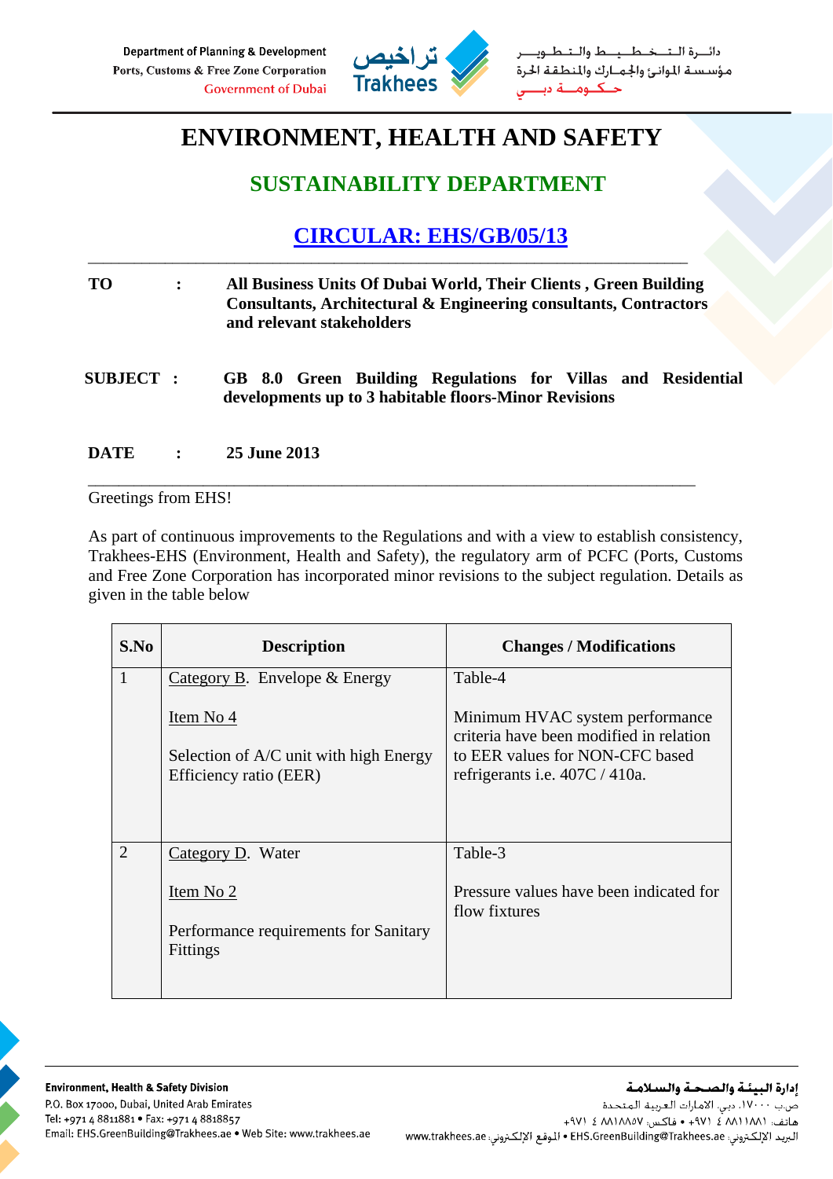Department of Planning & Development
Ports, Customs & Free Zone Corporation
Government of Dubai

دائـــرة الــتــخــطـــيـــط والــتــطــويـــر
مؤسسة الموانئ والجمارك والمنطقة الحرة
حــكــومـــة دبـــي

# ENVIRONMENT, HEALTH AND SAFETY

## SUSTAINABILITY DEPARTMENT

## CIRCULAR: EHS/GB/05/13

---

**TO** : **All Business Units Of Dubai World, Their Clients , Green Building Consultants, Architectural & Engineering consultants, Contractors and relevant stakeholders**

**SUBJECT** : **GB 8.0 Green Building Regulations for Villas and Residential developments up to 3 habitable floors-Minor Revisions**

**DATE** : **25 June 2013**

---

Greetings from EHS!

As part of continuous improvements to the Regulations and with a view to establish consistency, Trakhees-EHS (Environment, Health and Safety), the regulatory arm of PCFC (Ports, Customs and Free Zone Corporation has incorporated minor revisions to the subject regulation. Details as given in the table below

| S.No | Description | Changes / Modifications |
|---|---|---|
| 1 | Category B. Envelope & Energy<br><br>Item No 4<br><br>Selection of A/C unit with high Energy Efficiency ratio (EER) | Table-4<br><br>Minimum HVAC system performance criteria have been modified in relation to EER values for NON-CFC based refrigerants i.e. 407C / 410a. |
| 2 | Category D. Water<br><br>Item No 2<br><br>Performance requirements for Sanitary Fittings | Table-3<br><br>Pressure values have been indicated for flow fixtures |

**Environment, Health & Safety Division**
P.O. Box 17000, Dubai, United Arab Emirates
Tel: +971 4 8811881 • Fax: +971 4 8818857
Email: EHS.GreenBuilding@Trakhees.ae • Web Site: www.trakhees.ae

**إدارة البيئة والصحة والسلامة**
ص.ب ١٧٠٠٠، دبي، الامارات العربية المتحدة
هاتف: ٨٨١١٨٨١ ٤ ٩٧١+ • فاكس: ٨٨١٨٨٥٧ ٤ ٩٧١+
البريد الإلكتروني: EHS.GreenBuilding@Trakhees.ae • الموقع الإلكتروني: www.trakhees.ae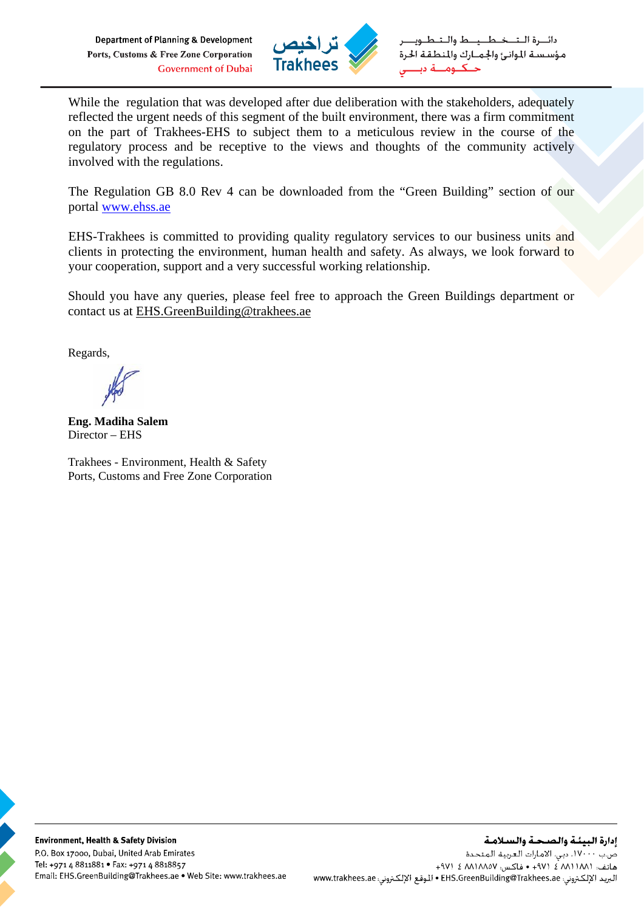While the regulation that was developed after due deliberation with the stakeholders, adequately reflected the urgent needs of this segment of the built environment, there was a firm commitment on the part of Trakhees-EHS to subject them to a meticulous review in the course of the regulatory process and be receptive to the views and thoughts of the community actively involved with the regulations.

The Regulation GB 8.0 Rev 4 can be downloaded from the “Green Building” section of our portal www.ehss.ae

EHS-Trakhees is committed to providing quality regulatory services to our business units and clients in protecting the environment, human health and safety. As always, we look forward to your cooperation, support and a very successful working relationship.

Should you have any queries, please feel free to approach the Green Buildings department or contact us at EHS.GreenBuilding@trakhees.ae

Regards,

**Eng. Madiha Salem**
Director – EHS

Trakhees - Environment, Health & Safety
Ports, Customs and Free Zone Corporation